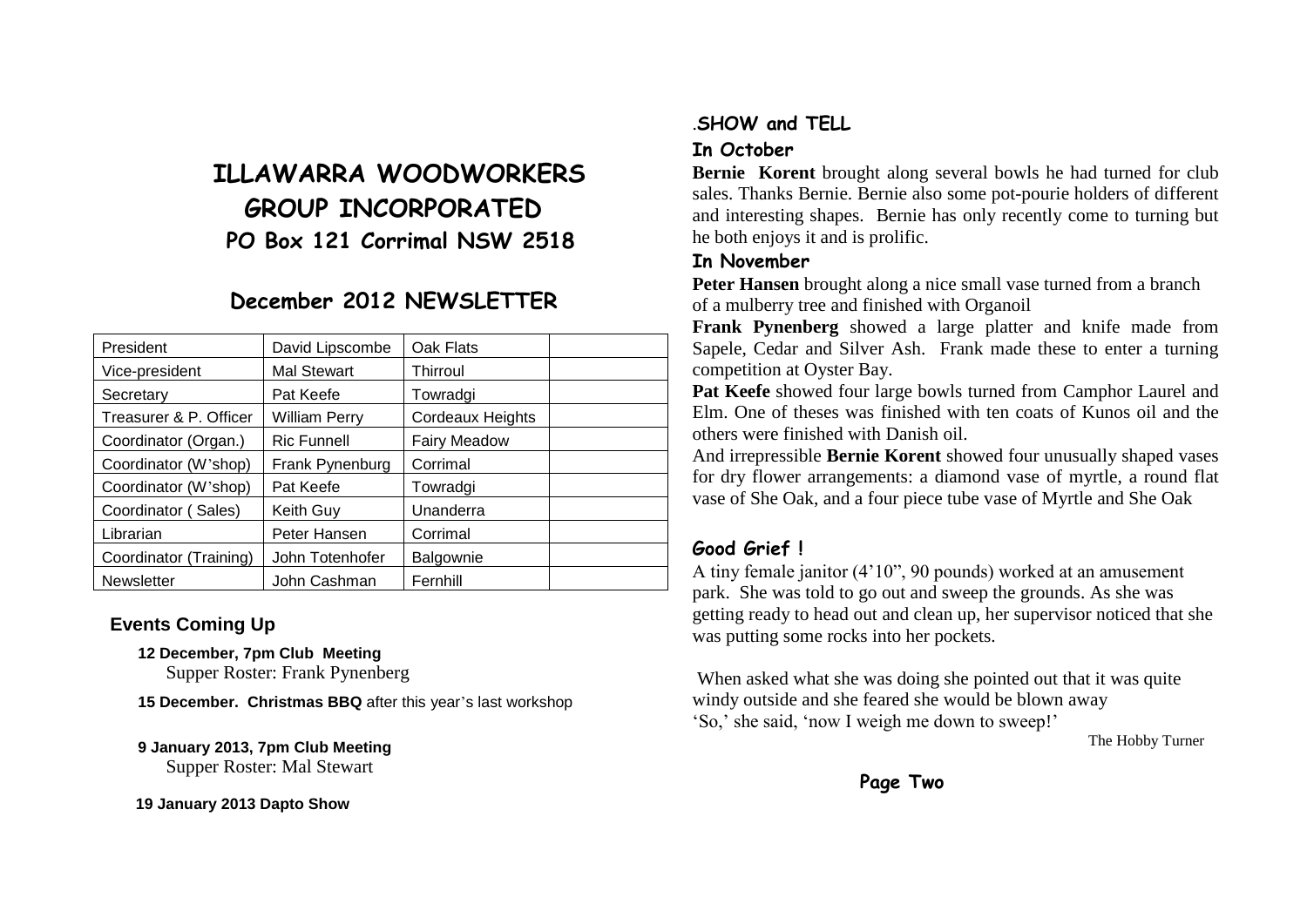# ILLAWARRA WOODWORKERS GROUP INCORPORATED

## PO Box 121 Corrimal NSW 2518

## December 2012 NEWSLETTER

| President | David Lipscombe | Oak Flats | |
|---|---|---|---|
| Vice-president | Mal Stewart | Thirroul | |
| Secretary | Pat Keefe | Towradgi | |
| Treasurer & P. Officer | William Perry | Cordeaux Heights | |
| Coordinator (Organ.) | Ric Funnell | Fairy Meadow | |
| Coordinator (W'shop) | Frank Pynenburg | Corrimal | |
| Coordinator (W'shop) | Pat Keefe | Towradgi | |
| Coordinator ( Sales) | Keith Guy | Unanderra | |
| Librarian | Peter Hansen | Corrimal | |
| Coordinator (Training) | John Totenhofer | Balgownie | |
| Newsletter | John Cashman | Fernhill | |

### Events Coming Up

**12 December, 7pm Club Meeting**
Supper Roster: Frank Pynenberg

**15 December. Christmas BBQ** after this year's last workshop

**9 January 2013, 7pm Club Meeting**
Supper Roster: Mal Stewart

**19 January 2013 Dapto Show**

### .SHOW and TELL

#### In October

**Bernie Korent** brought along several bowls he had turned for club sales. Thanks Bernie. Bernie also some pot-pourie holders of different and interesting shapes. Bernie has only recently come to turning but he both enjoys it and is prolific.

#### In November

**Peter Hansen** brought along a nice small vase turned from a branch of a mulberry tree and finished with Organoil

**Frank Pynenberg** showed a large platter and knife made from Sapele, Cedar and Silver Ash. Frank made these to enter a turning competition at Oyster Bay.

**Pat Keefe** showed four large bowls turned from Camphor Laurel and Elm. One of theses was finished with ten coats of Kunos oil and the others were finished with Danish oil.

And irrepressible **Bernie Korent** showed four unusually shaped vases for dry flower arrangements: a diamond vase of myrtle, a round flat vase of She Oak, and a four piece tube vase of Myrtle and She Oak

### Good Grief !

A tiny female janitor (4'10", 90 pounds) worked at an amusement park. She was told to go out and sweep the grounds. As she was getting ready to head out and clean up, her supervisor noticed that she was putting some rocks into her pockets.

When asked what she was doing she pointed out that it was quite windy outside and she feared she would be blown away
'So,' she said, 'now I weigh me down to sweep!'

The Hobby Turner

**Page Two**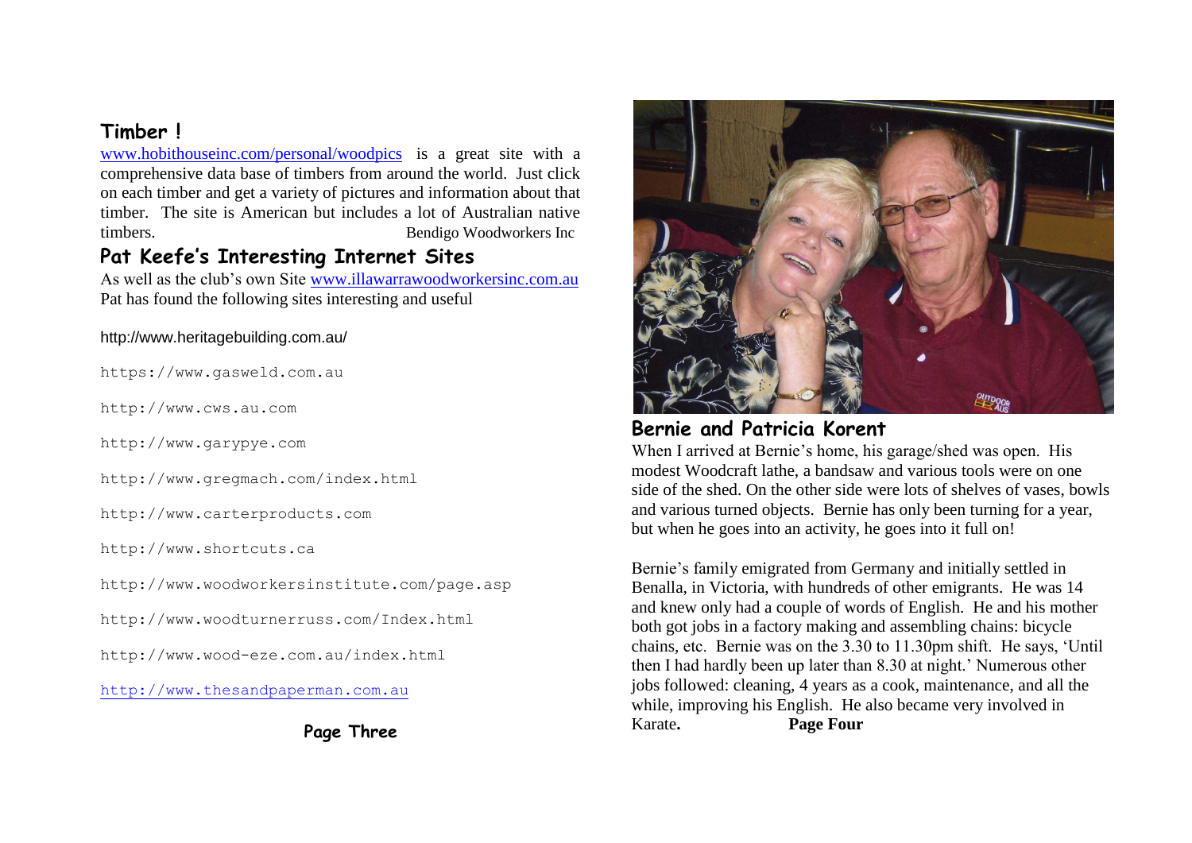## Timber !

www.hobithouseinc.com/personal/woodpics is a great site with a comprehensive data base of timbers from around the world. Just click on each timber and get a variety of pictures and information about that timber. The site is American but includes a lot of Australian native timbers. Bendigo Woodworkers Inc

## Pat Keefe's Interesting Internet Sites

As well as the club's own Site www.illawarrawoodworkersinc.com.au Pat has found the following sites interesting and useful

http://www.heritagebuilding.com.au/

https://www.gasweld.com.au

http://www.cws.au.com

http://www.garypye.com

http://www.gregmach.com/index.html

http://www.carterproducts.com

http://www.shortcuts.ca

http://www.woodworkersinstitute.com/page.asp

http://www.woodturnerruss.com/Index.html

http://www.wood-eze.com.au/index.html

http://www.thesandpaperman.com.au

## Bernie and Patricia Korent

When I arrived at Bernie's home, his garage/shed was open. His modest Woodcraft lathe, a bandsaw and various tools were on one side of the shed. On the other side were lots of shelves of vases, bowls and various turned objects. Bernie has only been turning for a year, but when he goes into an activity, he goes into it full on!

Bernie's family emigrated from Germany and initially settled in Benalla, in Victoria, with hundreds of other emigrants. He was 14 and knew only had a couple of words of English. He and his mother both got jobs in a factory making and assembling chains: bicycle chains, etc. Bernie was on the 3.30 to 11.30pm shift. He says, 'Until then I had hardly been up later than 8.30 at night.' Numerous other jobs followed: cleaning, 4 years as a cook, maintenance, and all the while, improving his English. He also became very involved in Karate.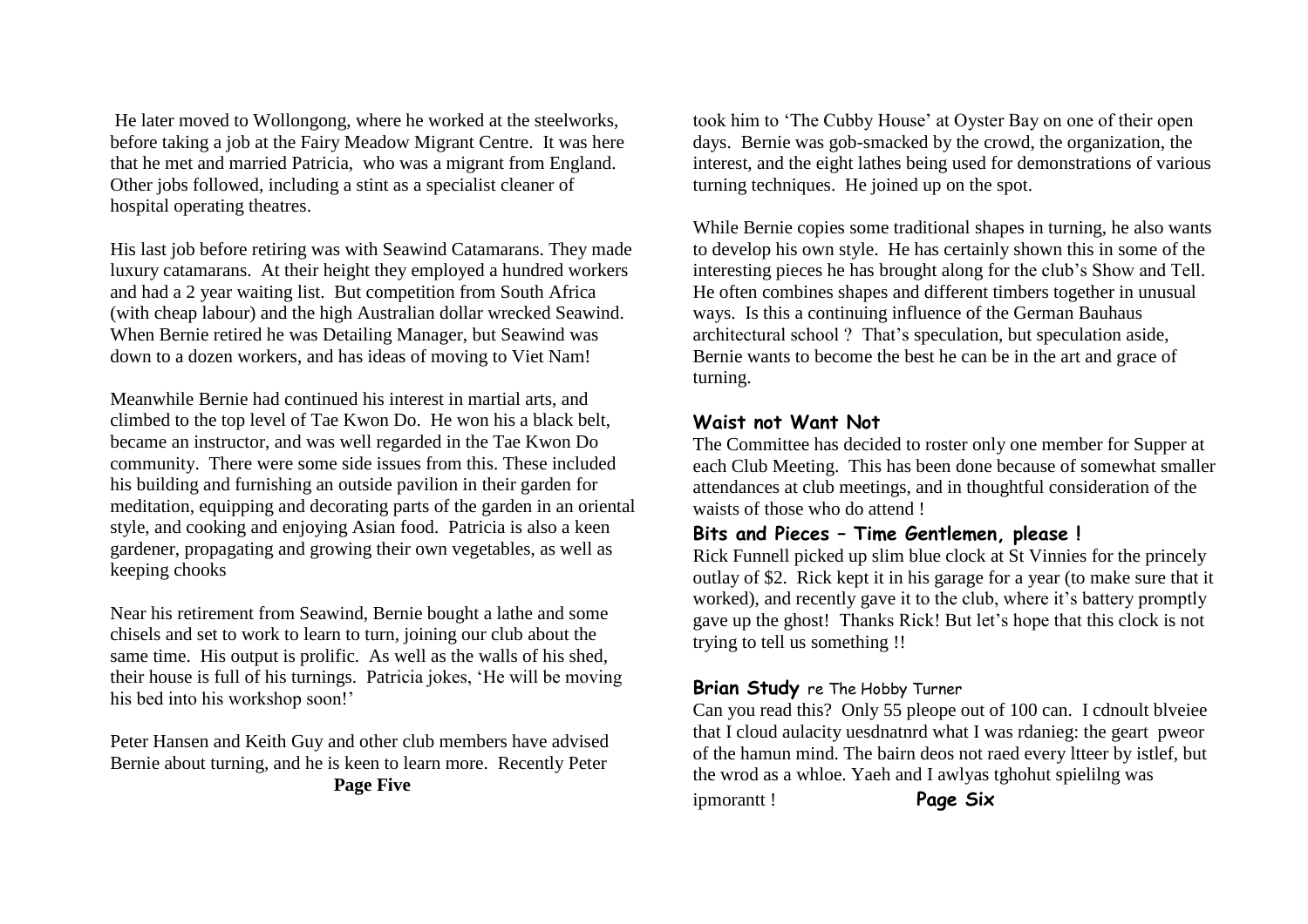He later moved to Wollongong, where he worked at the steelworks, before taking a job at the Fairy Meadow Migrant Centre. It was here that he met and married Patricia, who was a migrant from England. Other jobs followed, including a stint as a specialist cleaner of hospital operating theatres.

His last job before retiring was with Seawind Catamarans. They made luxury catamarans. At their height they employed a hundred workers and had a 2 year waiting list. But competition from South Africa (with cheap labour) and the high Australian dollar wrecked Seawind. When Bernie retired he was Detailing Manager, but Seawind was down to a dozen workers, and has ideas of moving to Viet Nam!

Meanwhile Bernie had continued his interest in martial arts, and climbed to the top level of Tae Kwon Do. He won his a black belt, became an instructor, and was well regarded in the Tae Kwon Do community. There were some side issues from this. These included his building and furnishing an outside pavilion in their garden for meditation, equipping and decorating parts of the garden in an oriental style, and cooking and enjoying Asian food. Patricia is also a keen gardener, propagating and growing their own vegetables, as well as keeping chooks

Near his retirement from Seawind, Bernie bought a lathe and some chisels and set to work to learn to turn, joining our club about the same time. His output is prolific. As well as the walls of his shed, their house is full of his turnings. Patricia jokes, 'He will be moving his bed into his workshop soon!'

Peter Hansen and Keith Guy and other club members have advised Bernie about turning, and he is keen to learn more. Recently Peter took him to 'The Cubby House' at Oyster Bay on one of their open days. Bernie was gob-smacked by the crowd, the organization, the interest, and the eight lathes being used for demonstrations of various turning techniques. He joined up on the spot.

While Bernie copies some traditional shapes in turning, he also wants to develop his own style. He has certainly shown this in some of the interesting pieces he has brought along for the club's Show and Tell. He often combines shapes and different timbers together in unusual ways. Is this a continuing influence of the German Bauhaus architectural school ? That's speculation, but speculation aside, Bernie wants to become the best he can be in the art and grace of turning.

### Waist not Want Not

The Committee has decided to roster only one member for Supper at each Club Meeting. This has been done because of somewhat smaller attendances at club meetings, and in thoughtful consideration of the waists of those who do attend !

### Bits and Pieces – Time Gentlemen, please !

Rick Funnell picked up slim blue clock at St Vinnies for the princely outlay of $2. Rick kept it in his garage for a year (to make sure that it worked), and recently gave it to the club, where it's battery promptly gave up the ghost! Thanks Rick! But let's hope that this clock is not trying to tell us something !!

### **Brian Study** re The Hobby Turner

Can you read this? Only 55 pleope out of 100 can. I cdnoult blveiee that I cloud aulacity uesdnatnrd what I was rdanieg: the geart pweor of the hamun mind. The bairn deos not raed every ltteer by istlef, but the wrod as a whloe. Yaeh and I awlyas tghohut spielilng was ipmorantt !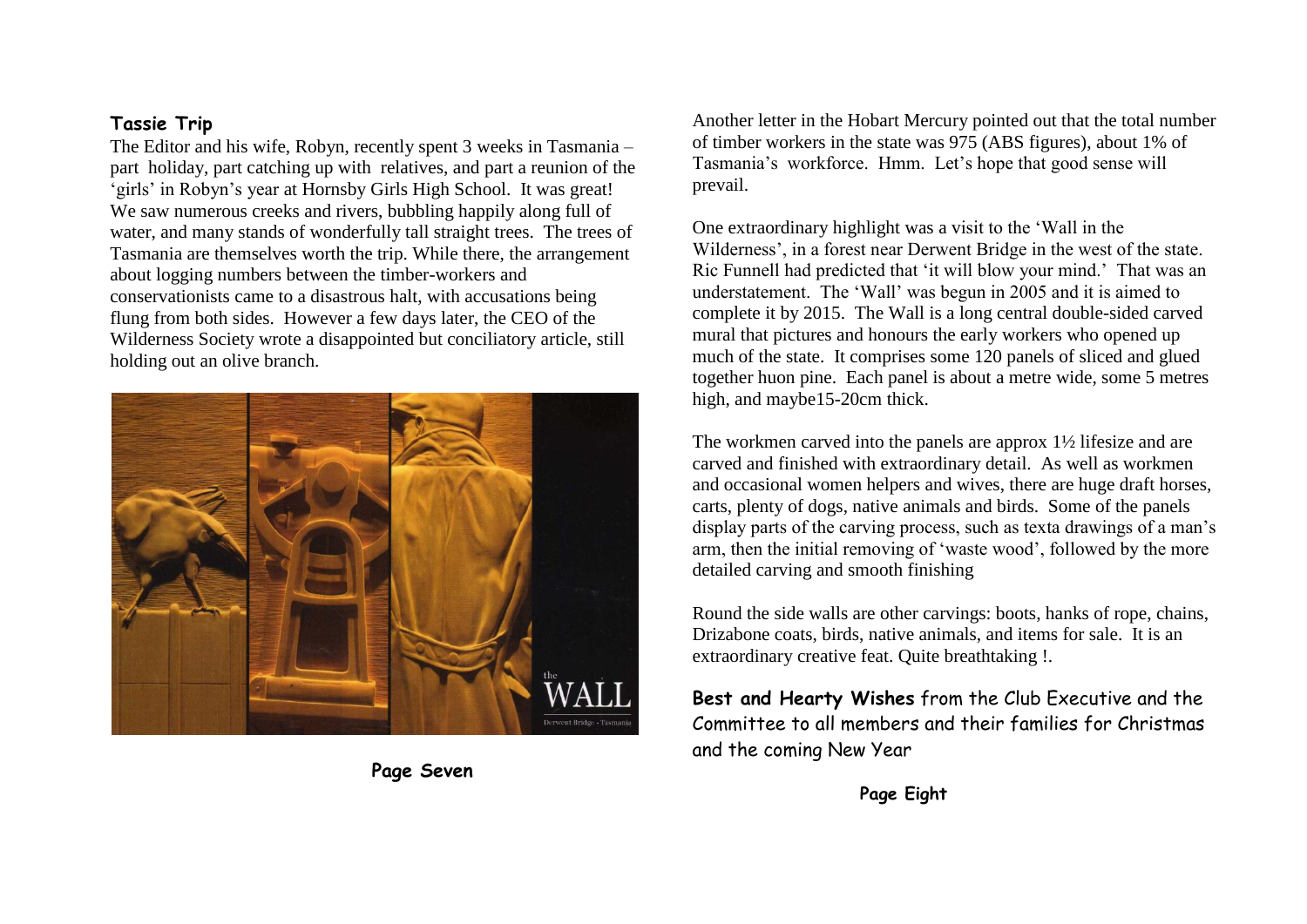## Tassie Trip

The Editor and his wife, Robyn, recently spent 3 weeks in Tasmania – part holiday, part catching up with relatives, and part a reunion of the 'girls' in Robyn's year at Hornsby Girls High School. It was great! We saw numerous creeks and rivers, bubbling happily along full of water, and many stands of wonderfully tall straight trees. The trees of Tasmania are themselves worth the trip. While there, the arrangement about logging numbers between the timber-workers and conservationists came to a disastrous halt, with accusations being flung from both sides. However a few days later, the CEO of the Wilderness Society wrote a disappointed but conciliatory article, still holding out an olive branch.

Another letter in the Hobart Mercury pointed out that the total number of timber workers in the state was 975 (ABS figures), about 1% of Tasmania's workforce. Hmm. Let's hope that good sense will prevail.

One extraordinary highlight was a visit to the 'Wall in the Wilderness', in a forest near Derwent Bridge in the west of the state. Ric Funnell had predicted that 'it will blow your mind.' That was an understatement. The 'Wall' was begun in 2005 and it is aimed to complete it by 2015. The Wall is a long central double-sided carved mural that pictures and honours the early workers who opened up much of the state. It comprises some 120 panels of sliced and glued together huon pine. Each panel is about a metre wide, some 5 metres high, and maybe15-20cm thick.

The workmen carved into the panels are approx 1½ lifesize and are carved and finished with extraordinary detail. As well as workmen and occasional women helpers and wives, there are huge draft horses, carts, plenty of dogs, native animals and birds. Some of the panels display parts of the carving process, such as texta drawings of a man's arm, then the initial removing of 'waste wood', followed by the more detailed carving and smooth finishing

Round the side walls are other carvings: boots, hanks of rope, chains, Drizabone coats, birds, native animals, and items for sale. It is an extraordinary creative feat. Quite breathtaking !.

**Best and Hearty Wishes** from the Club Executive and the Committee to all members and their families for Christmas and the coming New Year